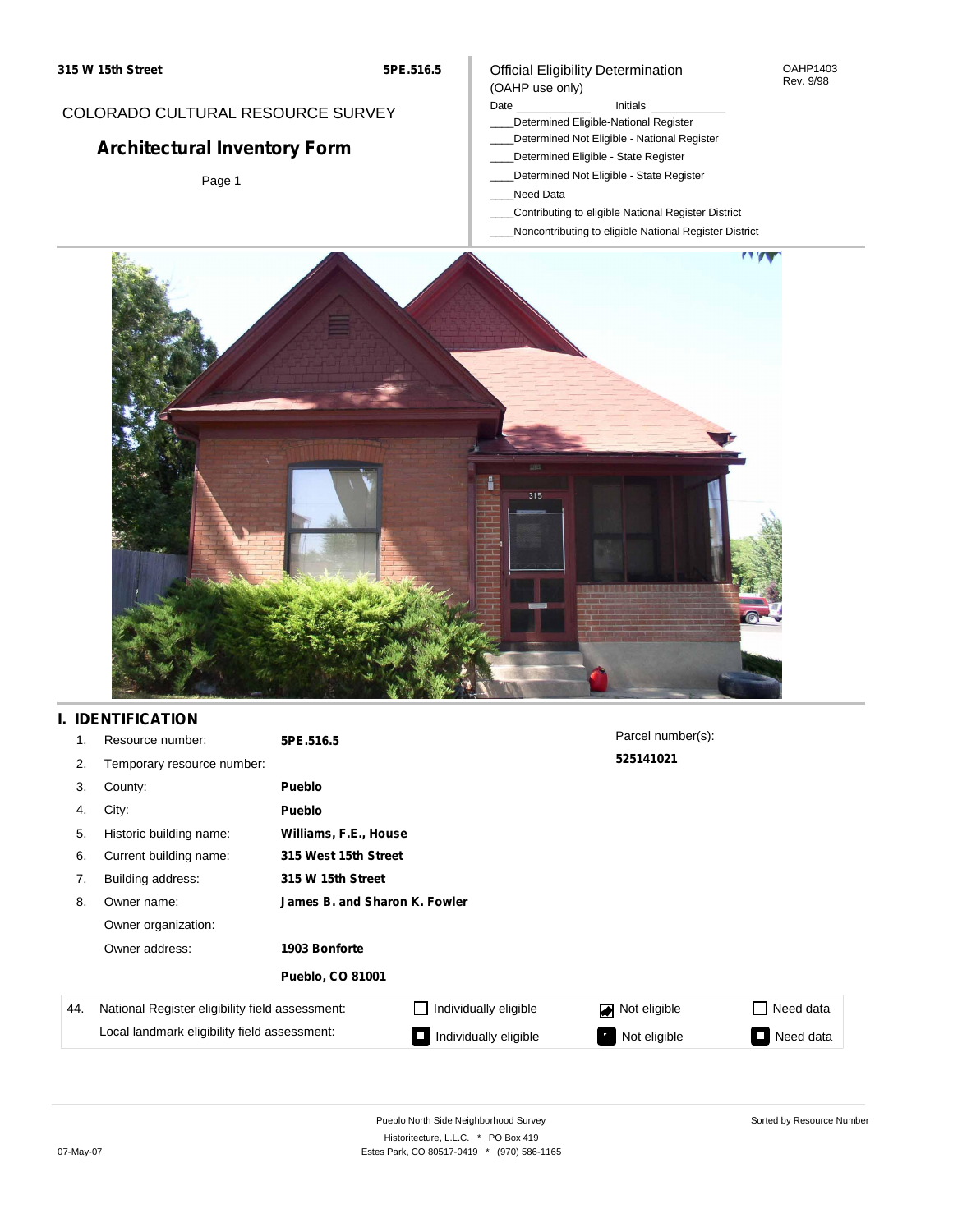315 W 15th Street — 5PE.516.5

COLORADO CULTURAL RESOURCE SURVEY

# Architectural Inventory Form

Page 1

Official Eligibility Determination (OAHP use only)

OAHP1403 Rev. 9/98

Date ______ Initials ______

____Determined Eligible-National Register
____Determined Not Eligible - National Register
____Determined Eligible - State Register
____Determined Not Eligible - State Register
____Need Data
____Contributing to eligible National Register District
____Noncontributing to eligible National Register District

## I. IDENTIFICATION

1. Resource number: **5PE.516.5**
2. Temporary resource number:
3. County: **Pueblo**
4. City: **Pueblo**
5. Historic building name: **Williams, F.E., House**
6. Current building name: **315 West 15th Street**
7. Building address: **315 W 15th Street**
8. Owner name: **James B. and Sharon K. Fowler**

   Owner organization:

   Owner address: **1903 Bonforte**

   **Pueblo, CO 81001**

Parcel number(s): **525141021**

| 44. | | | | |
|---|---|---|---|---|
| National Register eligibility field assessment: | ☐ Individually eligible | ☑ Not eligible | ☐ Need data |
| Local landmark eligibility field assessment: | ☐ Individually eligible | ☐ Not eligible | ☐ Need data |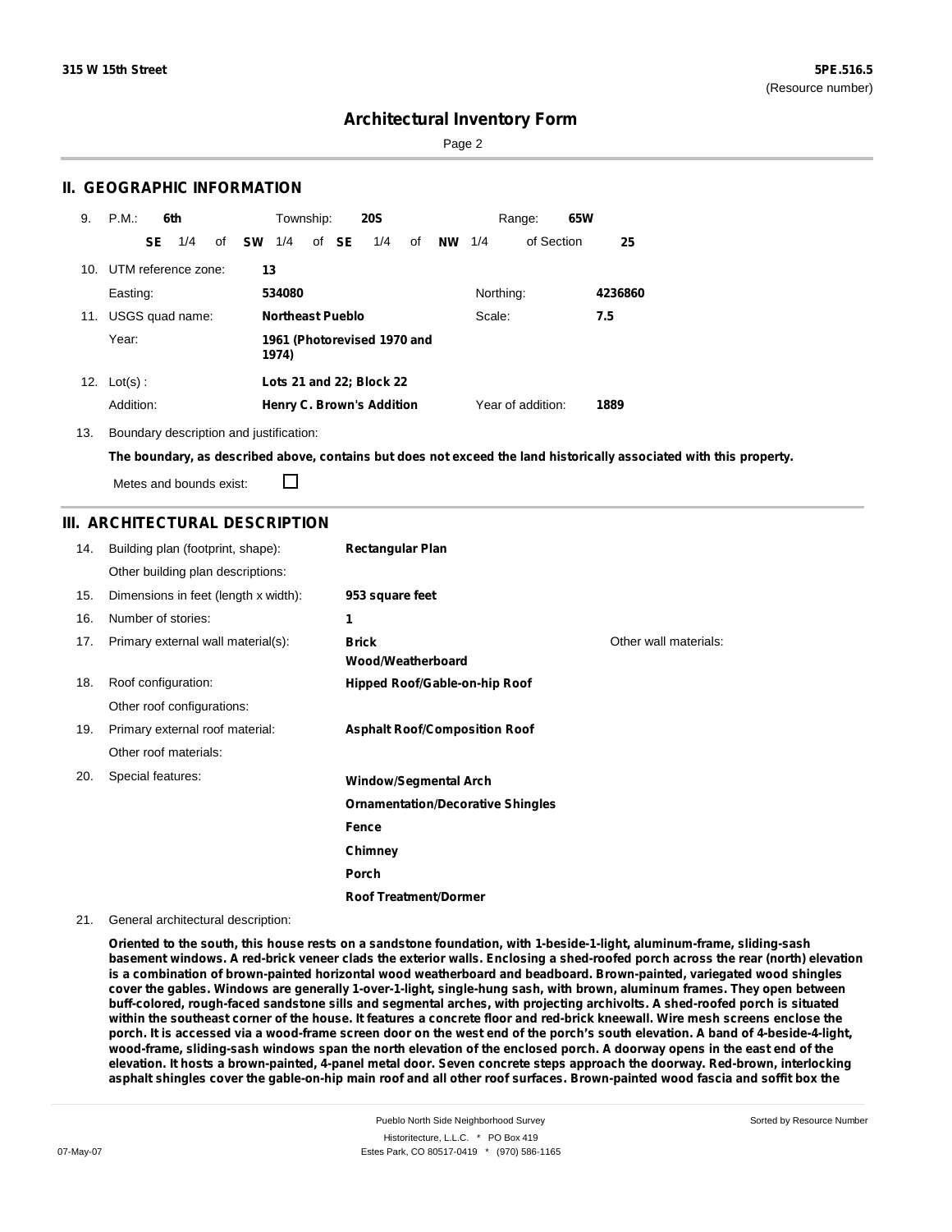# Architectural Inventory Form

## II. GEOGRAPHIC INFORMATION

9. P.M.: **6th** Township: **20S** Range: **65W**

   **SE** 1/4 of **SW** 1/4 of **SE** 1/4 of **NW** 1/4 of Section **25**

10. UTM reference zone: **13**

    Easting: **534080** Northing: **4236860**

11. USGS quad name: **Northeast Pueblo** Scale: **7.5**

    Year: **1961 (Photorevised 1970 and 1974)**

12. Lot(s): **Lots 21 and 22; Block 22**

    Addition: **Henry C. Brown's Addition** Year of addition: **1889**

13. Boundary description and justification:

    **The boundary, as described above, contains but does not exceed the land historically associated with this property.**

    Metes and bounds exist: ☐

## III. ARCHITECTURAL DESCRIPTION

14. Building plan (footprint, shape): **Rectangular Plan**

    Other building plan descriptions:

15. Dimensions in feet (length x width): **953 square feet**

16. Number of stories: **1**

17. Primary external wall material(s): **Brick**, **Wood/Weatherboard** Other wall materials:

18. Roof configuration: **Hipped Roof/Gable-on-hip Roof**

    Other roof configurations:

19. Primary external roof material: **Asphalt Roof/Composition Roof**

    Other roof materials:

20. Special features:
    - **Window/Segmental Arch**
    - **Ornamentation/Decorative Shingles**
    - **Fence**
    - **Chimney**
    - **Porch**
    - **Roof Treatment/Dormer**

21. General architectural description:

    **Oriented to the south, this house rests on a sandstone foundation, with 1-beside-1-light, aluminum-frame, sliding-sash basement windows. A red-brick veneer clads the exterior walls. Enclosing a shed-roofed porch across the rear (north) elevation is a combination of brown-painted horizontal wood weatherboard and beadboard. Brown-painted, variegated wood shingles cover the gables. Windows are generally 1-over-1-light, single-hung sash, with brown, aluminum frames. They open between buff-colored, rough-faced sandstone sills and segmental arches, with projecting archivolts. A shed-roofed porch is situated within the southeast corner of the house. It features a concrete floor and red-brick kneewall. Wire mesh screens enclose the porch. It is accessed via a wood-frame screen door on the west end of the porch's south elevation. A band of 4-beside-4-light, wood-frame, sliding-sash windows span the north elevation of the enclosed porch. A doorway opens in the east end of the elevation. It hosts a brown-painted, 4-panel metal door. Seven concrete steps approach the doorway. Red-brown, interlocking asphalt shingles cover the gable-on-hip main roof and all other roof surfaces. Brown-painted wood fascia and soffit box the**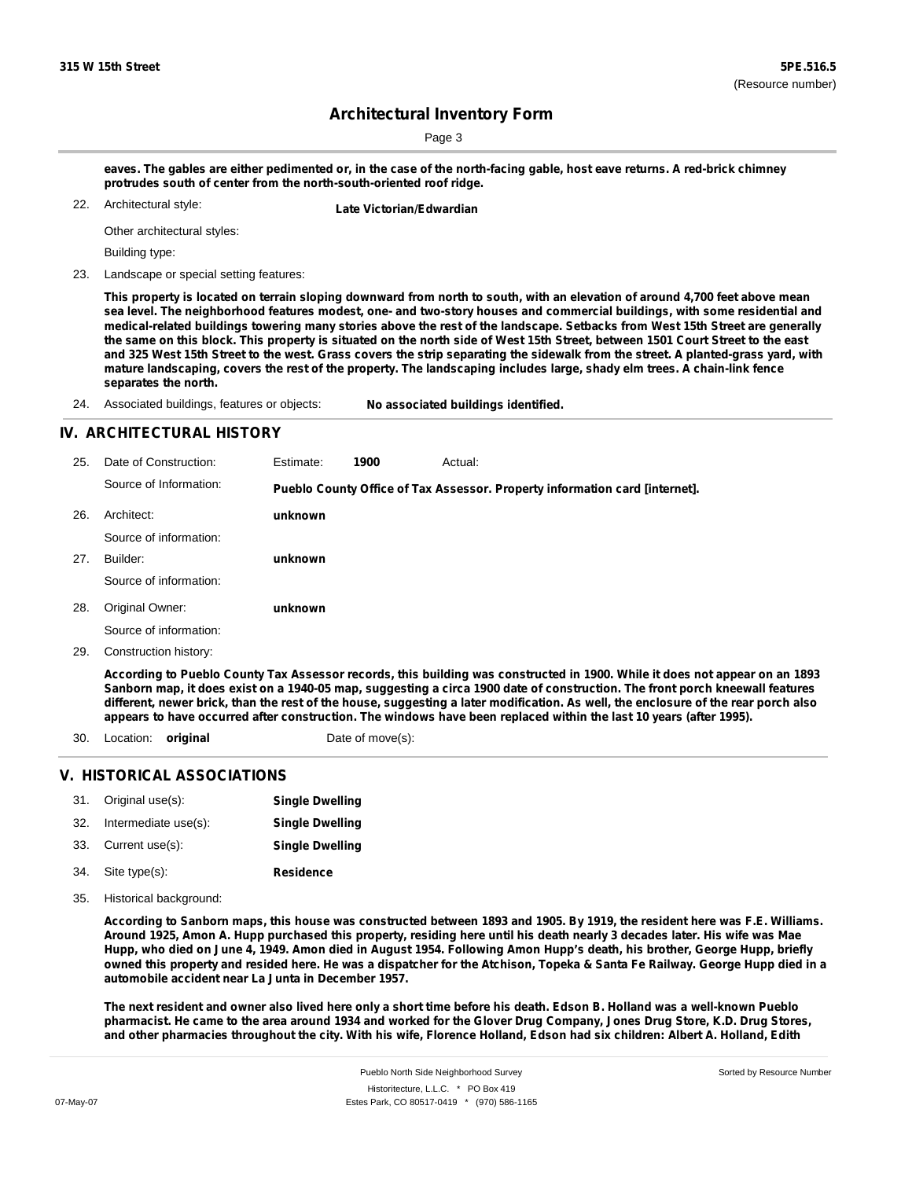eaves. The gables are either pedimented or, in the case of the north-facing gable, host eave returns. A red-brick chimney protrudes south of center from the north-south-oriented roof ridge.

22. Architectural style: **Late Victorian/Edwardian**

Other architectural styles:

Building type:

23. Landscape or special setting features:

**This property is located on terrain sloping downward from north to south, with an elevation of around 4,700 feet above mean sea level. The neighborhood features modest, one- and two-story houses and commercial buildings, with some residential and medical-related buildings towering many stories above the rest of the landscape. Setbacks from West 15th Street are generally the same on this block. This property is situated on the north side of West 15th Street, between 1501 Court Street to the east and 325 West 15th Street to the west. Grass covers the strip separating the sidewalk from the street. A planted-grass yard, with mature landscaping, covers the rest of the property. The landscaping includes large, shady elm trees. A chain-link fence separates the north.**

24. Associated buildings, features or objects: **No associated buildings identified.**

## IV. ARCHITECTURAL HISTORY

25. Date of Construction: Estimate: **1900** Actual:

Source of Information: **Pueblo County Office of Tax Assessor. Property information card [internet].**

26. Architect: **unknown**

Source of information:

27. Builder: **unknown**

Source of information:

28. Original Owner: **unknown**

Source of information:

29. Construction history:

**According to Pueblo County Tax Assessor records, this building was constructed in 1900. While it does not appear on an 1893 Sanborn map, it does exist on a 1940-05 map, suggesting a circa 1900 date of construction. The front porch kneewall features different, newer brick, than the rest of the house, suggesting a later modification. As well, the enclosure of the rear porch also appears to have occurred after construction. The windows have been replaced within the last 10 years (after 1995).**

30. Location: **original** Date of move(s):

## V. HISTORICAL ASSOCIATIONS

31. Original use(s): **Single Dwelling**
32. Intermediate use(s): **Single Dwelling**
33. Current use(s): **Single Dwelling**
34. Site type(s): **Residence**
35. Historical background:

**According to Sanborn maps, this house was constructed between 1893 and 1905. By 1919, the resident here was F.E. Williams. Around 1925, Amon A. Hupp purchased this property, residing here until his death nearly 3 decades later. His wife was Mae Hupp, who died on June 4, 1949. Amon died in August 1954. Following Amon Hupp's death, his brother, George Hupp, briefly owned this property and resided here. He was a dispatcher for the Atchison, Topeka & Santa Fe Railway. George Hupp died in a automobile accident near La Junta in December 1957.**

**The next resident and owner also lived here only a short time before his death. Edson B. Holland was a well-known Pueblo pharmacist. He came to the area around 1934 and worked for the Glover Drug Company, Jones Drug Store, K.D. Drug Stores, and other pharmacies throughout the city. With his wife, Florence Holland, Edson had six children: Albert A. Holland, Edith**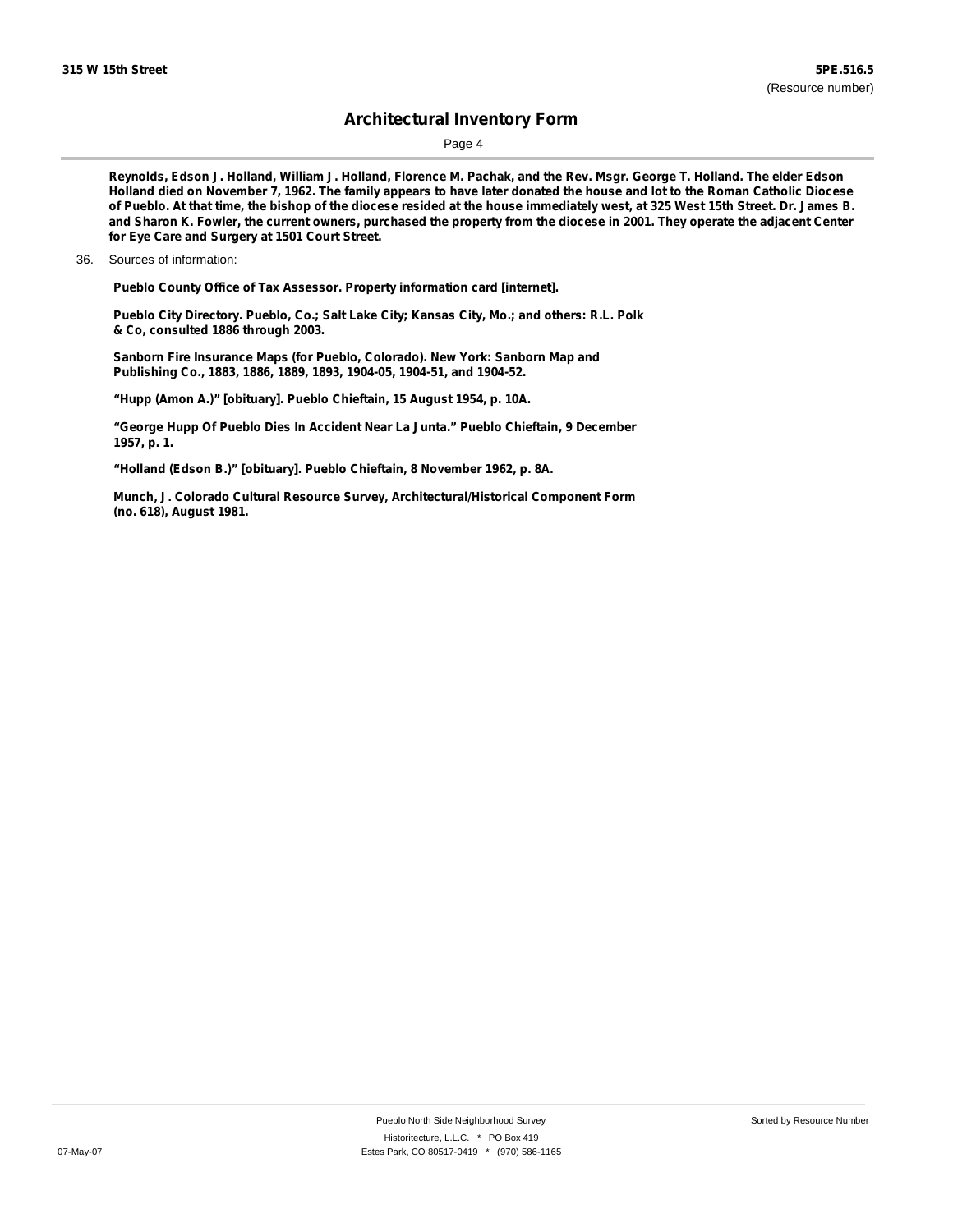**Reynolds, Edson J. Holland, William J. Holland, Florence M. Pachak, and the Rev. Msgr. George T. Holland. The elder Edson Holland died on November 7, 1962. The family appears to have later donated the house and lot to the Roman Catholic Diocese of Pueblo. At that time, the bishop of the diocese resided at the house immediately west, at 325 West 15th Street. Dr. James B. and Sharon K. Fowler, the current owners, purchased the property from the diocese in 2001. They operate the adjacent Center for Eye Care and Surgery at 1501 Court Street.**

36. Sources of information:

**Pueblo County Office of Tax Assessor. Property information card [internet].**

**Pueblo City Directory. Pueblo, Co.; Salt Lake City; Kansas City, Mo.; and others: R.L. Polk & Co, consulted 1886 through 2003.**

**Sanborn Fire Insurance Maps (for Pueblo, Colorado). New York: Sanborn Map and Publishing Co., 1883, 1886, 1889, 1893, 1904-05, 1904-51, and 1904-52.**

**"Hupp (Amon A.)" [obituary]. Pueblo Chieftain, 15 August 1954, p. 10A.**

**"George Hupp Of Pueblo Dies In Accident Near La Junta." Pueblo Chieftain, 9 December 1957, p. 1.**

**"Holland (Edson B.)" [obituary]. Pueblo Chieftain, 8 November 1962, p. 8A.**

**Munch, J. Colorado Cultural Resource Survey, Architectural/Historical Component Form (no. 618), August 1981.**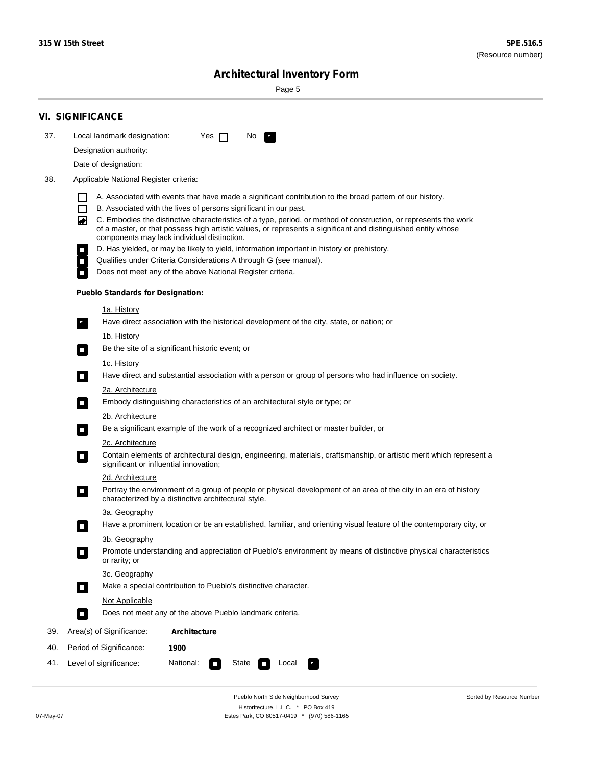315 W 15th Street

**5PE.516.5**
(Resource number)

# Architectural Inventory Form

## VI. SIGNIFICANCE

37. Local landmark designation: Yes ☐ No ☑

Designation authority:

Date of designation:

38. Applicable National Register criteria:

- ☐ A. Associated with events that have made a significant contribution to the broad pattern of our history.
- ☐ B. Associated with the lives of persons significant in our past.
- ☑ C. Embodies the distinctive characteristics of a type, period, or method of construction, or represents the work of a master, or that possess high artistic values, or represents a significant and distinguished entity whose components may lack individual distinction.
- ☐ D. Has yielded, or may be likely to yield, information important in history or prehistory.
- ☐ Qualifies under Criteria Considerations A through G (see manual).
- ☐ Does not meet any of the above National Register criteria.

**Pueblo Standards for Designation:**

1a. History
- ☑ Have direct association with the historical development of the city, state, or nation; or

1b. History
- ☐ Be the site of a significant historic event; or

1c. History
- ☐ Have direct and substantial association with a person or group of persons who had influence on society.

2a. Architecture
- ☐ Embody distinguishing characteristics of an architectural style or type; or

2b. Architecture
- ☐ Be a significant example of the work of a recognized architect or master builder, or

2c. Architecture
- ☐ Contain elements of architectural design, engineering, materials, craftsmanship, or artistic merit which represent a significant or influential innovation;

2d. Architecture
- ☐ Portray the environment of a group of people or physical development of an area of the city in an era of history characterized by a distinctive architectural style.

3a. Geography
- ☐ Have a prominent location or be an established, familiar, and orienting visual feature of the contemporary city, or

3b. Geography
- ☐ Promote understanding and appreciation of Pueblo's environment by means of distinctive physical characteristics or rarity; or

3c. Geography
- ☐ Make a special contribution to Pueblo's distinctive character.

Not Applicable
- ☐ Does not meet any of the above Pueblo landmark criteria.

39. Area(s) of Significance: **Architecture**

40. Period of Significance: **1900**

41. Level of significance: National: ☐ State ☐ Local ☑

Pueblo North Side Neighborhood Survey
Historitecture, L.L.C. * PO Box 419
Estes Park, CO 80517-0419 * (970) 586-1165

Sorted by Resource Number

07-May-07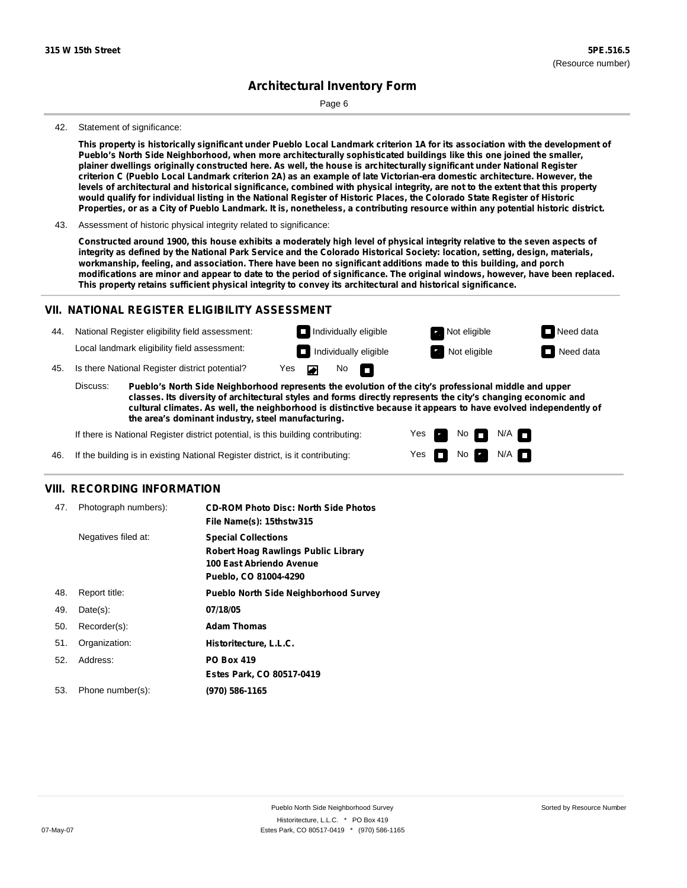42. Statement of significance:

**This property is historically significant under Pueblo Local Landmark criterion 1A for its association with the development of Pueblo's North Side Neighborhood, when more architecturally sophisticated buildings like this one joined the smaller, plainer dwellings originally constructed here. As well, the house is architecturally significant under National Register criterion C (Pueblo Local Landmark criterion 2A) as an example of late Victorian-era domestic architecture. However, the levels of architectural and historical significance, combined with physical integrity, are not to the extent that this property would qualify for individual listing in the National Register of Historic Places, the Colorado State Register of Historic Properties, or as a City of Pueblo Landmark. It is, nonetheless, a contributing resource within any potential historic district.**

43. Assessment of historic physical integrity related to significance:

**Constructed around 1900, this house exhibits a moderately high level of physical integrity relative to the seven aspects of integrity as defined by the National Park Service and the Colorado Historical Society: location, setting, design, materials, workmanship, feeling, and association. There have been no significant additions made to this building, and porch modifications are minor and appear to date to the period of significance. The original windows, however, have been replaced. This property retains sufficient physical integrity to convey its architectural and historical significance.**

## VII. NATIONAL REGISTER ELIGIBILITY ASSESSMENT

44. National Register eligibility field assessment: ☐ Individually eligible ☑ Not eligible ☐ Need data

Local landmark eligibility field assessment: ☐ Individually eligible ☑ Not eligible ☐ Need data

45. Is there National Register district potential? Yes ☑ No ☐

Discuss: **Pueblo's North Side Neighborhood represents the evolution of the city's professional middle and upper classes. Its diversity of architectural styles and forms directly represents the city's changing economic and cultural climates. As well, the neighborhood is distinctive because it appears to have evolved independently of the area's dominant industry, steel manufacturing.**

If there is National Register district potential, is this building contributing: Yes ☑ No ☐ N/A ☐

46. If the building is in existing National Register district, is it contributing: Yes ☐ No ☑ N/A ☐

## VIII. RECORDING INFORMATION

| | | |
|---|---|---|
| 47. | Photograph numbers): | **CD-ROM Photo Disc: North Side Photos**<br>**File Name(s): 15thstw315** |
| | Negatives filed at: | **Special Collections**<br>**Robert Hoag Rawlings Public Library**<br>**100 East Abriendo Avenue**<br>**Pueblo, CO 81004-4290** |
| 48. | Report title: | **Pueblo North Side Neighborhood Survey** |
| 49. | Date(s): | **07/18/05** |
| 50. | Recorder(s): | **Adam Thomas** |
| 51. | Organization: | **Historitecture, L.L.C.** |
| 52. | Address: | **PO Box 419**<br>**Estes Park, CO 80517-0419** |
| 53. | Phone number(s): | **(970) 586-1165** |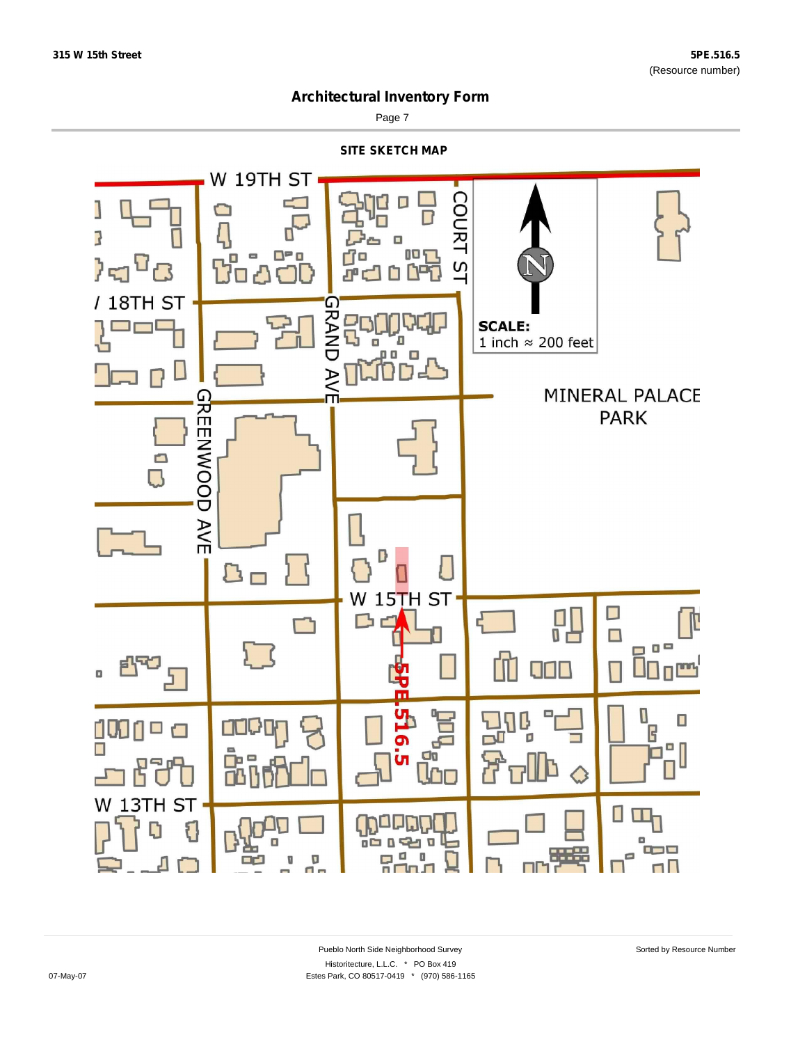## Architectural Inventory Form

### SITE SKETCH MAP

W 19TH ST

COURT ST

18TH ST

GRAND AVE

GREENWOOD AVE

SCALE:
1 inch ≈ 200 feet

MINERAL PALACE PARK

W 15TH ST

5PE.516.5

W 13TH ST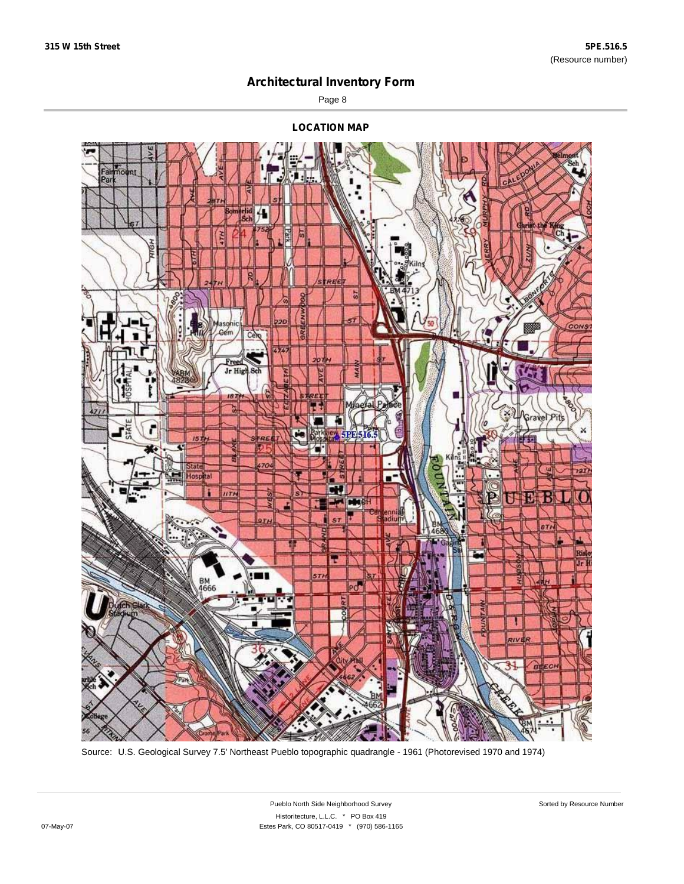315 W 15th Street

5PE.516.5
(Resource number)

# Architectural Inventory Form

## LOCATION MAP

Source: U.S. Geological Survey 7.5' Northeast Pueblo topographic quadrangle - 1961 (Photorevised 1970 and 1974)

Pueblo North Side Neighborhood Survey
Historitecture, L.L.C. * PO Box 419
Estes Park, CO 80517-0419 * (970) 586-1165

Sorted by Resource Number

07-May-07